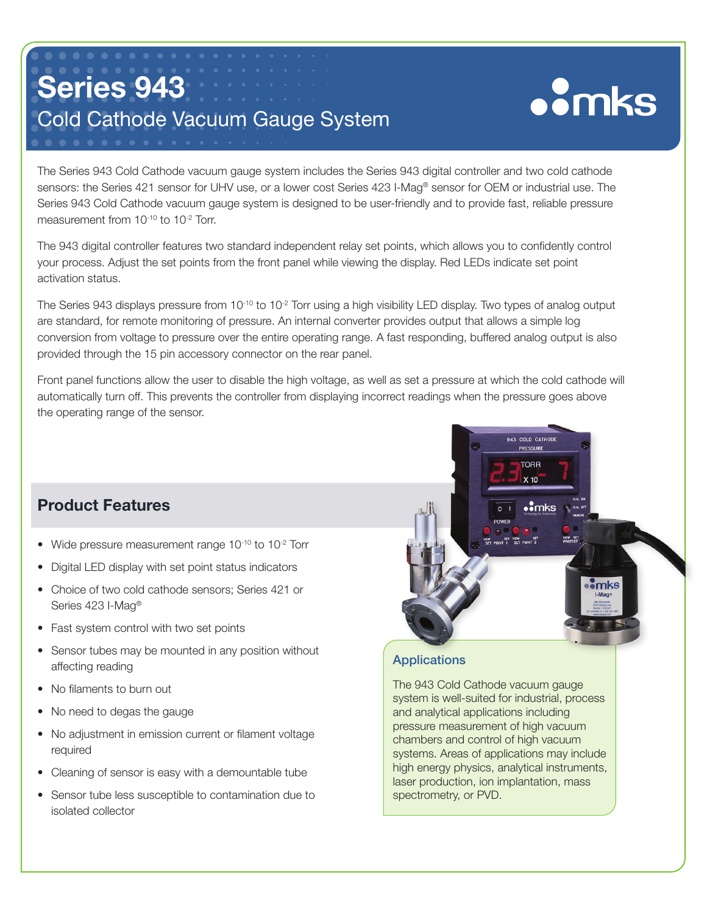# Series 943

## Cold Cathode Vacuum Gauge System

The Series 943 Cold Cathode vacuum gauge system includes the Series 943 digital controller and two cold cathode sensors: the Series 421 sensor for UHV use, or a lower cost Series 423 I-Mag® sensor for OEM or industrial use. The Series 943 Cold Cathode vacuum gauge system is designed to be user-friendly and to provide fast, reliable pressure measurement from $10^{-10}$ to $10^{-2}$ Torr.

The 943 digital controller features two standard independent relay set points, which allows you to confidently control your process. Adjust the set points from the front panel while viewing the display. Red LEDs indicate set point activation status.

The Series 943 displays pressure from $10^{-10}$ to $10^{-2}$ Torr using a high visibility LED display. Two types of analog output are standard, for remote monitoring of pressure. An internal converter provides output that allows a simple log conversion from voltage to pressure over the entire operating range. A fast responding, buffered analog output is also provided through the 15 pin accessory connector on the rear panel.

Front panel functions allow the user to disable the high voltage, as well as set a pressure at which the cold cathode will automatically turn off. This prevents the controller from displaying incorrect readings when the pressure goes above the operating range of the sensor.

## Product Features

- Wide pressure measurement range $10^{-10}$ to $10^{-2}$ Torr
- Digital LED display with set point status indicators
- Choice of two cold cathode sensors; Series 421 or Series 423 I-Mag®
- Fast system control with two set points
- Sensor tubes may be mounted in any position without affecting reading
- No filaments to burn out
- No need to degas the gauge
- No adjustment in emission current or filament voltage required
- Cleaning of sensor is easy with a demountable tube
- Sensor tube less susceptible to contamination due to isolated collector

### Applications

The 943 Cold Cathode vacuum gauge system is well-suited for industrial, process and analytical applications including pressure measurement of high vacuum chambers and control of high vacuum systems. Areas of applications may include high energy physics, analytical instruments, laser production, ion implantation, mass spectrometry, or PVD.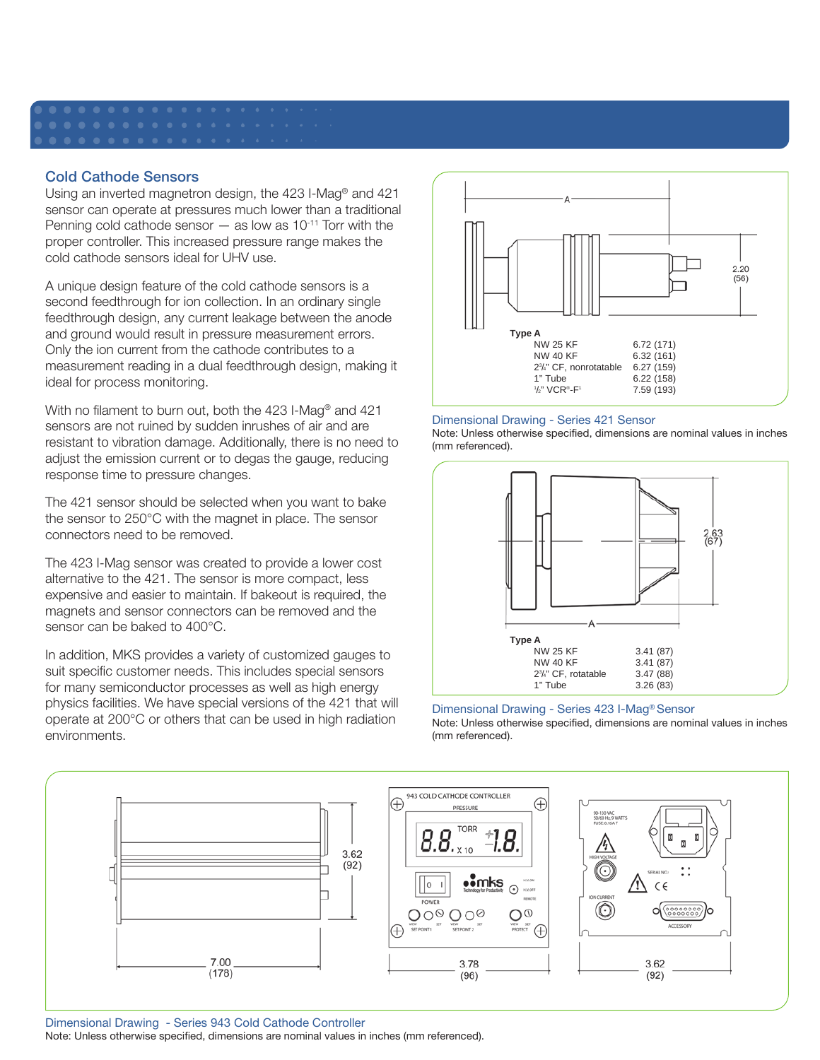## Cold Cathode Sensors

Using an inverted magnetron design, the 423 I-Mag® and 421 sensor can operate at pressures much lower than a traditional Penning cold cathode sensor — as low as $10^{-11}$ Torr with the proper controller. This increased pressure range makes the cold cathode sensors ideal for UHV use.

A unique design feature of the cold cathode sensors is a second feedthrough for ion collection. In an ordinary single feedthrough design, any current leakage between the anode and ground would result in pressure measurement errors. Only the ion current from the cathode contributes to a measurement reading in a dual feedthrough design, making it ideal for process monitoring.

With no filament to burn out, both the 423 I-Mag® and 421 sensors are not ruined by sudden inrushes of air and are resistant to vibration damage. Additionally, there is no need to adjust the emission current or to degas the gauge, reducing response time to pressure changes.

The 421 sensor should be selected when you want to bake the sensor to 250°C with the magnet in place. The sensor connectors need to be removed.

The 423 I-Mag sensor was created to provide a lower cost alternative to the 421. The sensor is more compact, less expensive and easier to maintain. If bakeout is required, the magnets and sensor connectors can be removed and the sensor can be baked to 400°C.

In addition, MKS provides a variety of customized gauges to suit specific customer needs. This includes special sensors for many semiconductor processes as well as high energy physics facilities. We have special versions of the 421 that will operate at 200°C or others that can be used in high radiation environments.

| Type | A |
|---|---|
| NW 25 KF | 6.72 (171) |
| NW 40 KF | 6.32 (161) |
| 2¾" CF, nonrotatable | 6.27 (159) |
| 1" Tube | 6.22 (158) |
| ½" VCR®-F[1] | 7.59 (193) |

Height: 2.20 (56)

Dimensional Drawing - Series 421 Sensor

Note: Unless otherwise specified, dimensions are nominal values in inches (mm referenced).

| Type | A |
|---|---|
| NW 25 KF | 3.41 (87) |
| NW 40 KF | 3.41 (87) |
| 2¾" CF, rotatable | 3.47 (88) |
| 1" Tube | 3.26 (83) |

Diameter: 2.63 (67)

Dimensional Drawing - Series 423 I-Mag® Sensor

Note: Unless otherwise specified, dimensions are nominal values in inches (mm referenced).

Dimensions: 7.00 (178), 3.62 (92), 3.78 (96), 3.62 (92)

Dimensional Drawing - Series 943 Cold Cathode Controller

Note: Unless otherwise specified, dimensions are nominal values in inches (mm referenced).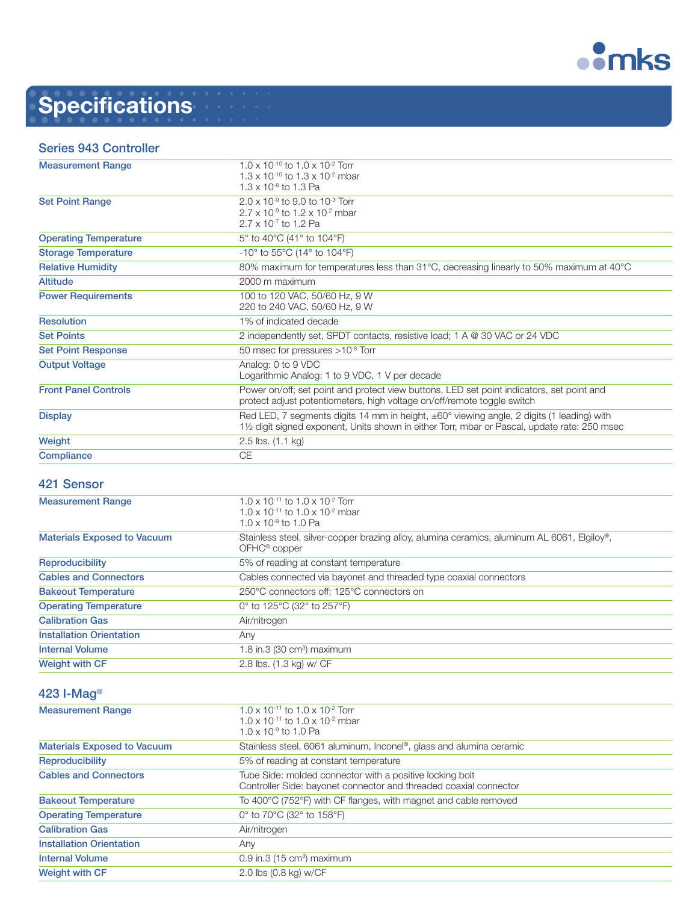# Specifications

## Series 943 Controller

| | |
|---|---|
| Measurement Range | $1.0 \times 10^{-10}$ to $1.0 \times 10^{-2}$ Torr<br>$1.3 \times 10^{-10}$ to $1.3 \times 10^{-2}$ mbar<br>$1.3 \times 10^{-8}$ to 1.3 Pa |
| Set Point Range | $2.0 \times 10^{-9}$ to $9.0 \times 10^{-3}$ Torr<br>$2.7 \times 10^{-9}$ to $1.2 \times 10^{-2}$ mbar<br>$2.7 \times 10^{-7}$ to 1.2 Pa |
| Operating Temperature | 5° to 40°C (41° to 104°F) |
| Storage Temperature | -10° to 55°C (14° to 104°F) |
| Relative Humidity | 80% maximum for temperatures less than 31°C, decreasing linearly to 50% maximum at 40°C |
| Altitude | 2000 m maximum |
| Power Requirements | 100 to 120 VAC, 50/60 Hz, 9 W<br>220 to 240 VAC, 50/60 Hz, 9 W |
| Resolution | 1% of indicated decade |
| Set Points | 2 independently set, SPDT contacts, resistive load; 1 A @ 30 VAC or 24 VDC |
| Set Point Response | 50 msec for pressures $>10^{-8}$ Torr |
| Output Voltage | Analog: 0 to 9 VDC<br>Logarithmic Analog: 1 to 9 VDC, 1 V per decade |
| Front Panel Controls | Power on/off; set point and protect view buttons, LED set point indicators, set point and protect adjust potentiometers, high voltage on/off/remote toggle switch |
| Display | Red LED, 7 segments digits 14 mm in height, ±60° viewing angle, 2 digits (1 leading) with 1½ digit signed exponent, Units shown in either Torr, mbar or Pascal, update rate: 250 msec |
| Weight | 2.5 lbs. (1.1 kg) |
| Compliance | CE |

## 421 Sensor

| | |
|---|---|
| Measurement Range | $1.0 \times 10^{-11}$ to $1.0 \times 10^{-2}$ Torr<br>$1.0 \times 10^{-11}$ to $1.0 \times 10^{-2}$ mbar<br>$1.0 \times 10^{-9}$ to 1.0 Pa |
| Materials Exposed to Vacuum | Stainless steel, silver-copper brazing alloy, alumina ceramics, aluminum AL 6061, Elgiloy®, OFHC® copper |
| Reproducibility | 5% of reading at constant temperature |
| Cables and Connectors | Cables connected via bayonet and threaded type coaxial connectors |
| Bakeout Temperature | 250°C connectors off; 125°C connectors on |
| Operating Temperature | 0° to 125°C (32° to 257°F) |
| Calibration Gas | Air/nitrogen |
| Installation Orientation | Any |
| Internal Volume | 1.8 in.3 (30 $cm^3$) maximum |
| Weight with CF | 2.8 lbs. (1.3 kg) w/ CF |

## 423 I-Mag®

| | |
|---|---|
| Measurement Range | $1.0 \times 10^{-11}$ to $1.0 \times 10^{-2}$ Torr<br>$1.0 \times 10^{-11}$ to $1.0 \times 10^{-2}$ mbar<br>$1.0 \times 10^{-9}$ to 1.0 Pa |
| Materials Exposed to Vacuum | Stainless steel, 6061 aluminum, Inconel®, glass and alumina ceramic |
| Reproducibility | 5% of reading at constant temperature |
| Cables and Connectors | Tube Side: molded connector with a positive locking bolt<br>Controller Side: bayonet connector and threaded coaxial connector |
| Bakeout Temperature | To 400°C (752°F) with CF flanges, with magnet and cable removed |
| Operating Temperature | 0° to 70°C (32° to 158°F) |
| Calibration Gas | Air/nitrogen |
| Installation Orientation | Any |
| Internal Volume | 0.9 in.3 (15 $cm^3$) maximum |
| Weight with CF | 2.0 lbs (0.8 kg) w/CF |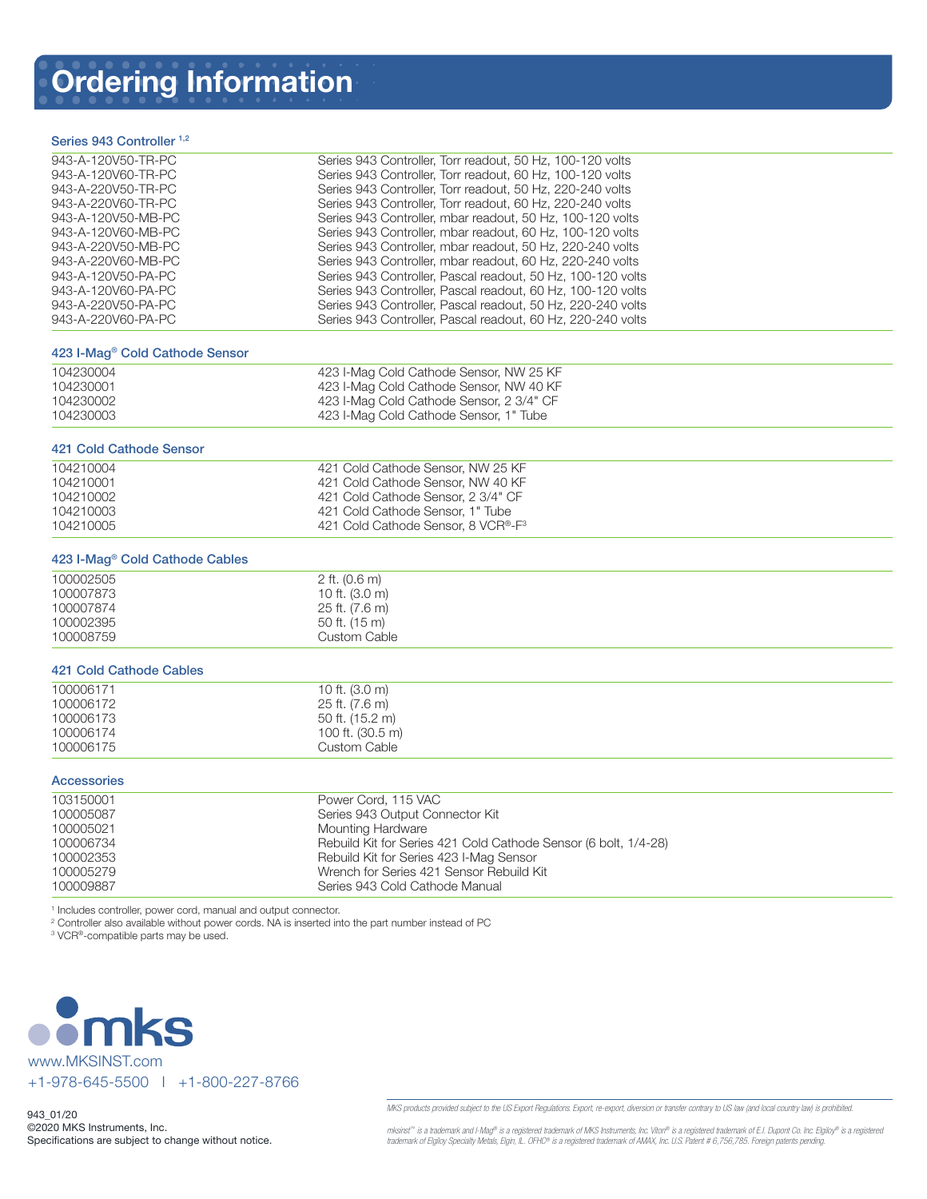# Ordering Information

## Series 943 Controller [1,2]

| | |
|---|---|
| 943-A-120V50-TR-PC | Series 943 Controller, Torr readout, 50 Hz, 100-120 volts |
| 943-A-120V60-TR-PC | Series 943 Controller, Torr readout, 60 Hz, 100-120 volts |
| 943-A-220V50-TR-PC | Series 943 Controller, Torr readout, 50 Hz, 220-240 volts |
| 943-A-220V60-TR-PC | Series 943 Controller, Torr readout, 60 Hz, 220-240 volts |
| 943-A-120V50-MB-PC | Series 943 Controller, mbar readout, 50 Hz, 100-120 volts |
| 943-A-120V60-MB-PC | Series 943 Controller, mbar readout, 60 Hz, 100-120 volts |
| 943-A-220V50-MB-PC | Series 943 Controller, mbar readout, 50 Hz, 220-240 volts |
| 943-A-220V60-MB-PC | Series 943 Controller, mbar readout, 60 Hz, 220-240 volts |
| 943-A-120V50-PA-PC | Series 943 Controller, Pascal readout, 50 Hz, 100-120 volts |
| 943-A-120V60-PA-PC | Series 943 Controller, Pascal readout, 60 Hz, 100-120 volts |
| 943-A-220V50-PA-PC | Series 943 Controller, Pascal readout, 50 Hz, 220-240 volts |
| 943-A-220V60-PA-PC | Series 943 Controller, Pascal readout, 60 Hz, 220-240 volts |

## 423 I-Mag® Cold Cathode Sensor

| | |
|---|---|
| 104230004 | 423 I-Mag Cold Cathode Sensor, NW 25 KF |
| 104230001 | 423 I-Mag Cold Cathode Sensor, NW 40 KF |
| 104230002 | 423 I-Mag Cold Cathode Sensor, 2 3/4" CF |
| 104230003 | 423 I-Mag Cold Cathode Sensor, 1" Tube |

## 421 Cold Cathode Sensor

| | |
|---|---|
| 104210004 | 421 Cold Cathode Sensor, NW 25 KF |
| 104210001 | 421 Cold Cathode Sensor, NW 40 KF |
| 104210002 | 421 Cold Cathode Sensor, 2 3/4" CF |
| 104210003 | 421 Cold Cathode Sensor, 1" Tube |
| 104210005 | 421 Cold Cathode Sensor, 8 VCR®-F[3] |

## 423 I-Mag® Cold Cathode Cables

| | |
|---|---|
| 100002505 | 2 ft. (0.6 m) |
| 100007873 | 10 ft. (3.0 m) |
| 100007874 | 25 ft. (7.6 m) |
| 100002395 | 50 ft. (15 m) |
| 100008759 | Custom Cable |

## 421 Cold Cathode Cables

| | |
|---|---|
| 100006171 | 10 ft. (3.0 m) |
| 100006172 | 25 ft. (7.6 m) |
| 100006173 | 50 ft. (15.2 m) |
| 100006174 | 100 ft. (30.5 m) |
| 100006175 | Custom Cable |

## Accessories

| | |
|---|---|
| 103150001 | Power Cord, 115 VAC |
| 100005087 | Series 943 Output Connector Kit |
| 100005021 | Mounting Hardware |
| 100006734 | Rebuild Kit for Series 421 Cold Cathode Sensor (6 bolt, 1/4-28) |
| 100002353 | Rebuild Kit for Series 423 I-Mag Sensor |
| 100005279 | Wrench for Series 421 Sensor Rebuild Kit |
| 100009887 | Series 943 Cold Cathode Manual |

[1] Includes controller, power cord, manual and output connector.
[2] Controller also available without power cords. NA is inserted into the part number instead of PC
[3] VCR®-compatible parts may be used.

mks

www.MKSINST.com

+1-978-645-5500 | +1-800-227-8766

943_01/20
©2020 MKS Instruments, Inc.
Specifications are subject to change without notice.

*MKS products provided subject to the US Export Regulations. Export, re-export, diversion or transfer contrary to US law (and local country law) is prohibited.*

*mksinst™ is a trademark and I-Mag® is a registered trademark of MKS Instruments, Inc. Viton® is a registered trademark of E.I. Dupont Co. Inc. Elgiloy® is a registered trademark of Elgiloy Specialty Metals, Elgin, IL. OFHC® is a registered trademark of AMAX, Inc. U.S. Patent # 6,756,785. Foreign patents pending.*